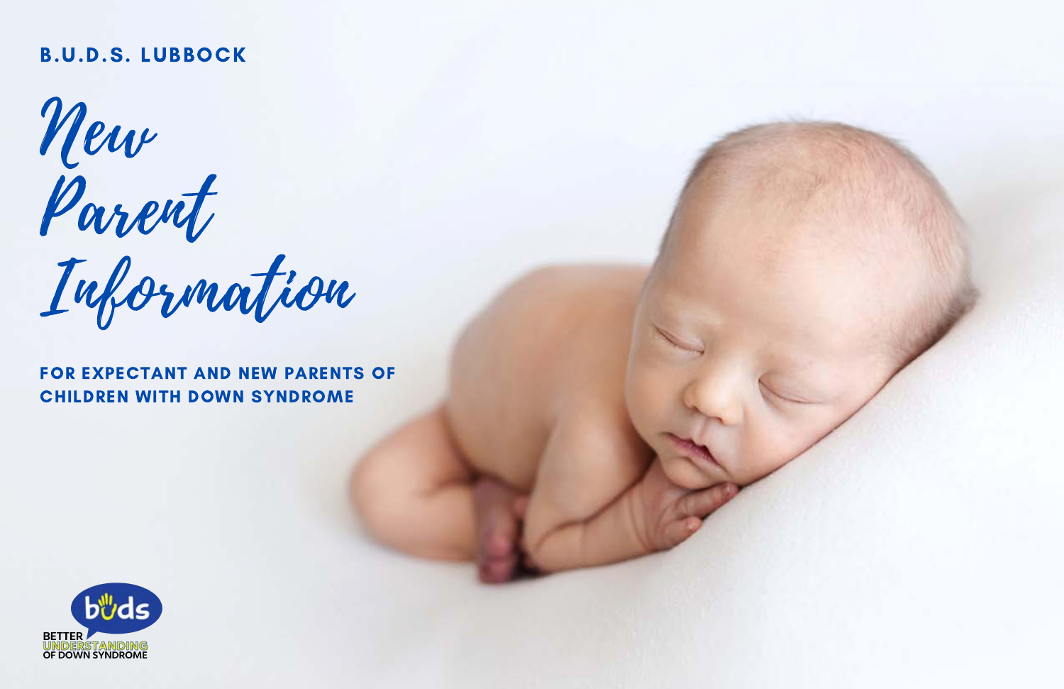B.U.D.S. LUBBOCK

# New Parent Information

## FOR EXPECTANT AND NEW PARENTS OF CHILDREN WITH DOWN SYNDROME

buds

BETTER UNDERSTANDING OF DOWN SYNDROME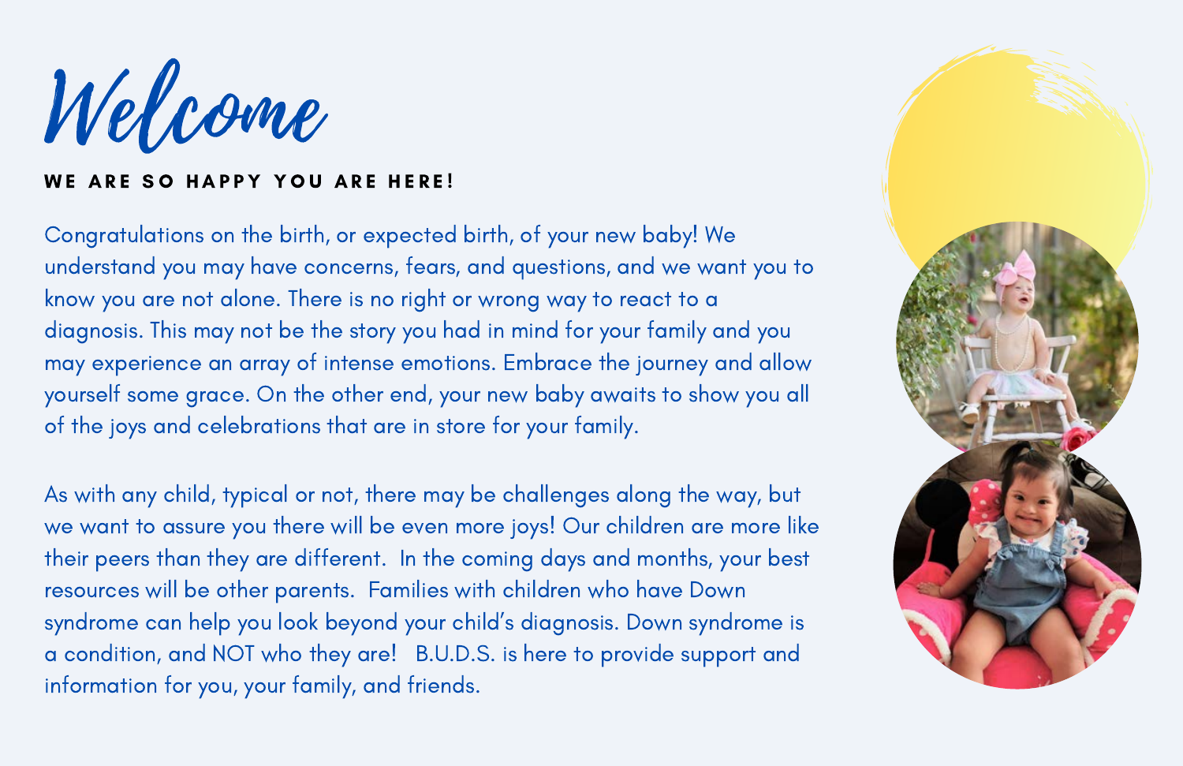# Welcome

**WE ARE SO HAPPY YOU ARE HERE!**

Congratulations on the birth, or expected birth, of your new baby! We understand you may have concerns, fears, and questions, and we want you to know you are not alone. There is no right or wrong way to react to a diagnosis. This may not be the story you had in mind for your family and you may experience an array of intense emotions. Embrace the journey and allow yourself some grace. On the other end, your new baby awaits to show you all of the joys and celebrations that are in store for your family.

As with any child, typical or not, there may be challenges along the way, but we want to assure you there will be even more joys! Our children are more like their peers than they are different. In the coming days and months, your best resources will be other parents. Families with children who have Down syndrome can help you look beyond your child's diagnosis. Down syndrome is a condition, and NOT who they are! B.U.D.S. is here to provide support and information for you, your family, and friends.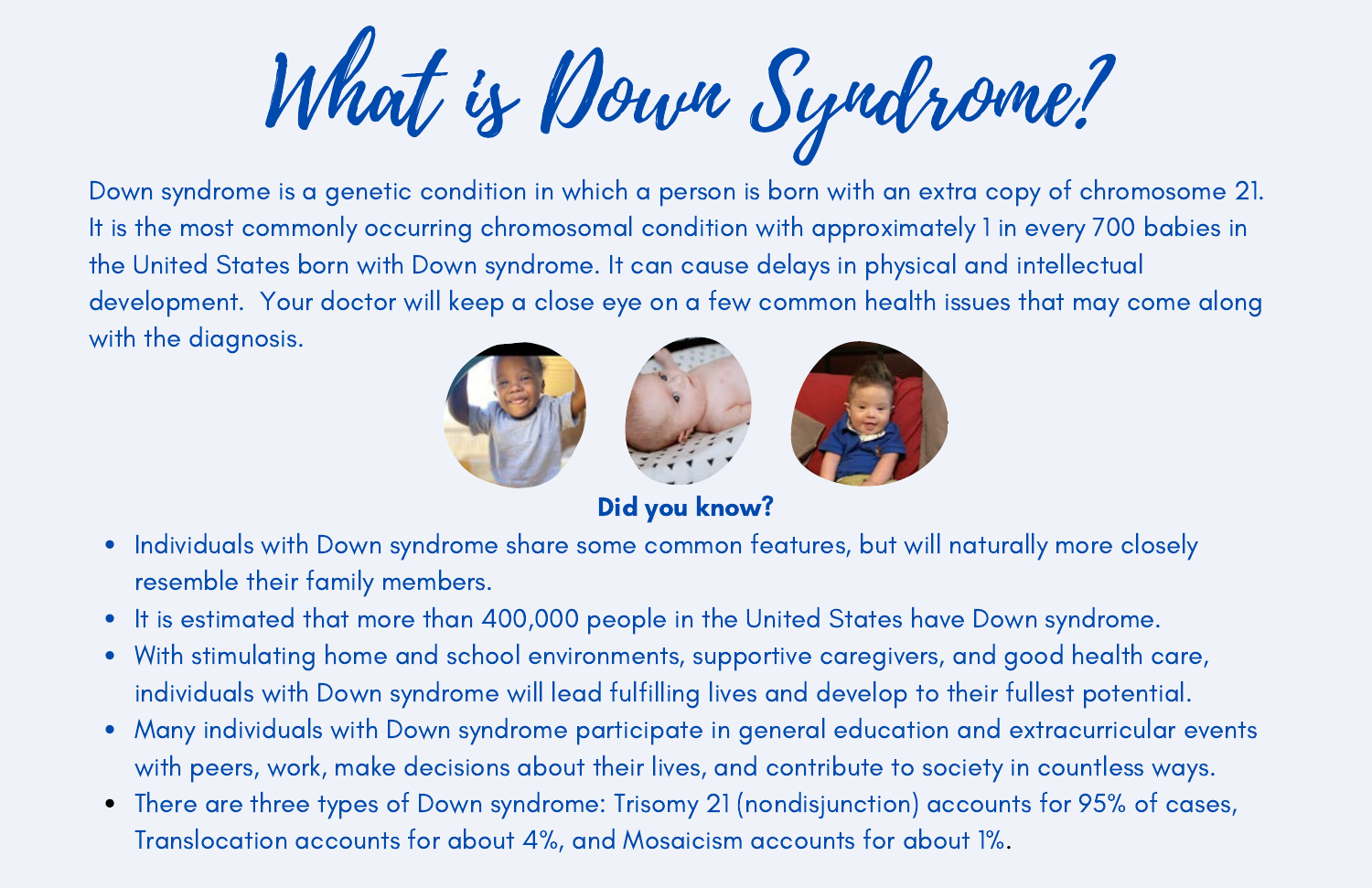# What is Down Syndrome?

Down syndrome is a genetic condition in which a person is born with an extra copy of chromosome 21. It is the most commonly occurring chromosomal condition with approximately 1 in every 700 babies in the United States born with Down syndrome. It can cause delays in physical and intellectual development. Your doctor will keep a close eye on a few common health issues that may come along with the diagnosis.

**Did you know?**

- Individuals with Down syndrome share some common features, but will naturally more closely resemble their family members.
- It is estimated that more than 400,000 people in the United States have Down syndrome.
- With stimulating home and school environments, supportive caregivers, and good health care, individuals with Down syndrome will lead fulfilling lives and develop to their fullest potential.
- Many individuals with Down syndrome participate in general education and extracurricular events with peers, work, make decisions about their lives, and contribute to society in countless ways.
- There are three types of Down syndrome: Trisomy 21 (nondisjunction) accounts for 95% of cases, Translocation accounts for about 4%, and Mosaicism accounts for about 1%.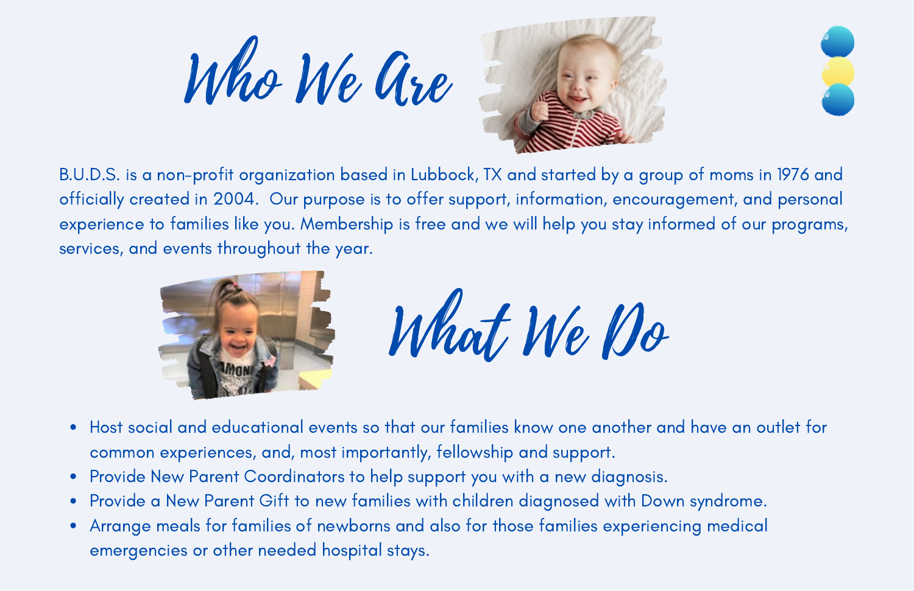# Who We Are

B.U.D.S. is a non-profit organization based in Lubbock, TX and started by a group of moms in 1976 and officially created in 2004. Our purpose is to offer support, information, encouragement, and personal experience to families like you. Membership is free and we will help you stay informed of our programs, services, and events throughout the year.

# What We Do

- Host social and educational events so that our families know one another and have an outlet for common experiences, and, most importantly, fellowship and support.
- Provide New Parent Coordinators to help support you with a new diagnosis.
- Provide a New Parent Gift to new families with children diagnosed with Down syndrome.
- Arrange meals for families of newborns and also for those families experiencing medical emergencies or other needed hospital stays.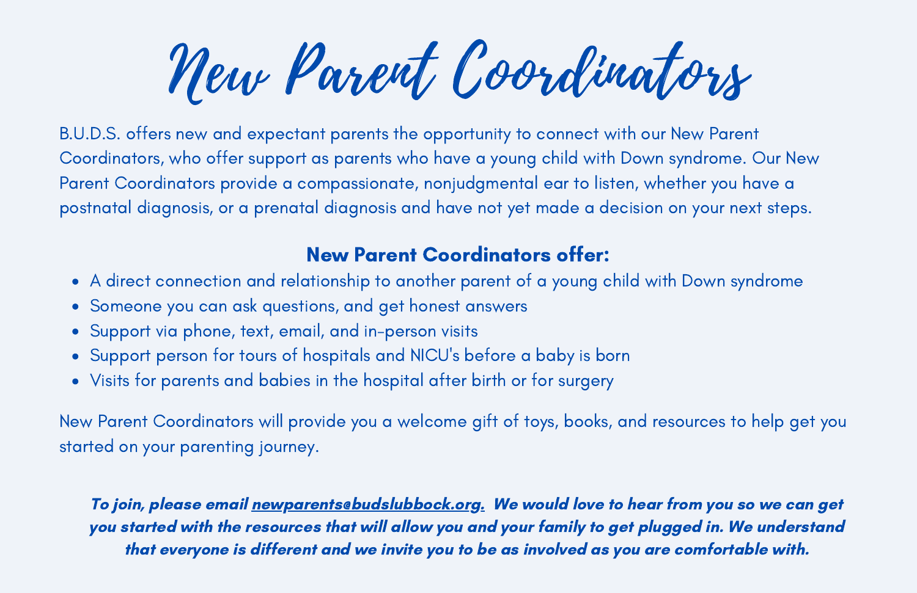# New Parent Coordinators

B.U.D.S. offers new and expectant parents the opportunity to connect with our New Parent Coordinators, who offer support as parents who have a young child with Down syndrome. Our New Parent Coordinators provide a compassionate, nonjudgmental ear to listen, whether you have a postnatal diagnosis, or a prenatal diagnosis and have not yet made a decision on your next steps.

### New Parent Coordinators offer:

- A direct connection and relationship to another parent of a young child with Down syndrome
- Someone you can ask questions, and get honest answers
- Support via phone, text, email, and in-person visits
- Support person for tours of hospitals and NICU's before a baby is born
- Visits for parents and babies in the hospital after birth or for surgery

New Parent Coordinators will provide you a welcome gift of toys, books, and resources to help get you started on your parenting journey.

***To join, please email newparents@budslubbock.org. We would love to hear from you so we can get you started with the resources that will allow you and your family to get plugged in. We understand that everyone is different and we invite you to be as involved as you are comfortable with.***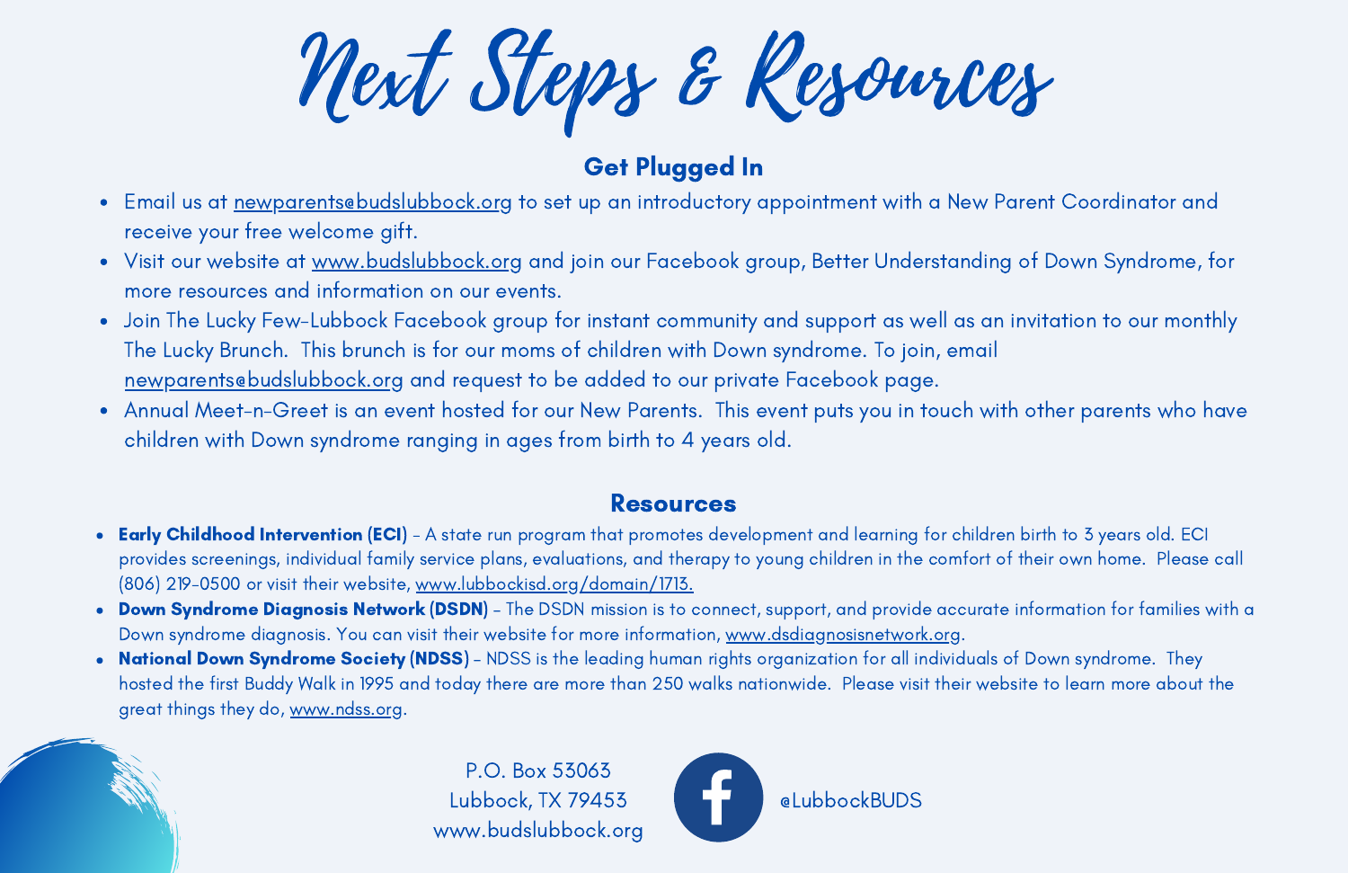# Next Steps & Resources

## Get Plugged In

- Email us at newparents@budslubbock.org to set up an introductory appointment with a New Parent Coordinator and receive your free welcome gift.
- Visit our website at www.budslubbock.org and join our Facebook group, Better Understanding of Down Syndrome, for more resources and information on our events.
- Join The Lucky Few-Lubbock Facebook group for instant community and support as well as an invitation to our monthly The Lucky Brunch. This brunch is for our moms of children with Down syndrome. To join, email newparents@budslubbock.org and request to be added to our private Facebook page.
- Annual Meet-n-Greet is an event hosted for our New Parents. This event puts you in touch with other parents who have children with Down syndrome ranging in ages from birth to 4 years old.

## Resources

- **Early Childhood Intervention (ECI)** - A state run program that promotes development and learning for children birth to 3 years old. ECI provides screenings, individual family service plans, evaluations, and therapy to young children in the comfort of their own home. Please call (806) 219-0500 or visit their website, www.lubbockisd.org/domain/1713.
- **Down Syndrome Diagnosis Network (DSDN)** – The DSDN mission is to connect, support, and provide accurate information for families with a Down syndrome diagnosis. You can visit their website for more information, www.dsdiagnosisnetwork.org.
- **National Down Syndrome Society (NDSS)** – NDSS is the leading human rights organization for all individuals of Down syndrome. They hosted the first Buddy Walk in 1995 and today there are more than 250 walks nationwide. Please visit their website to learn more about the great things they do, www.ndss.org.

P.O. Box 53063
Lubbock, TX 79453
www.budslubbock.org

@LubbockBUDS